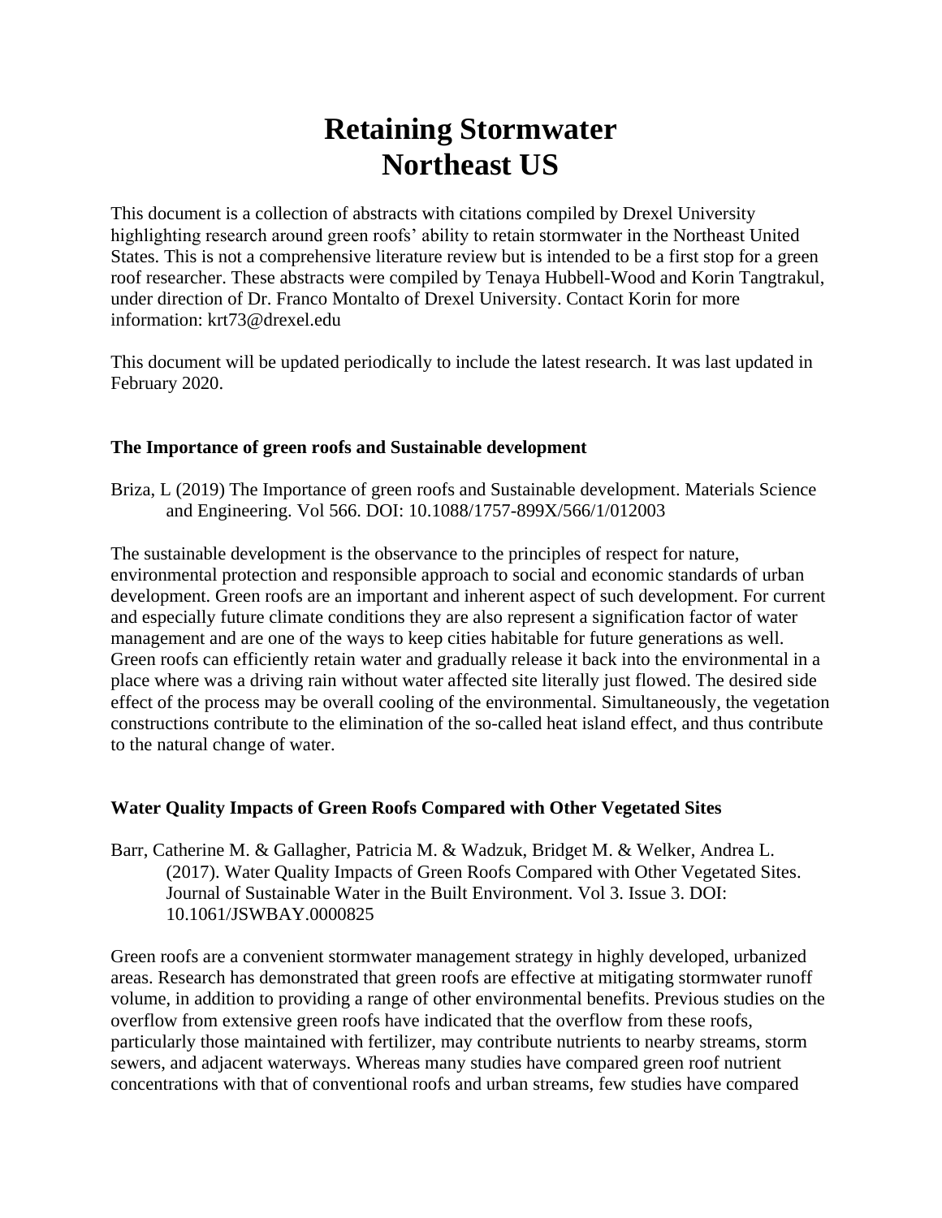# Retaining Stormwater
# Northeast US

This document is a collection of abstracts with citations compiled by Drexel University highlighting research around green roofs' ability to retain stormwater in the Northeast United States. This is not a comprehensive literature review but is intended to be a first stop for a green roof researcher. These abstracts were compiled by Tenaya Hubbell-Wood and Korin Tangtrakul, under direction of Dr. Franco Montalto of Drexel University. Contact Korin for more information: krt73@drexel.edu

This document will be updated periodically to include the latest research. It was last updated in February 2020.

### The Importance of green roofs and Sustainable development

Briza, L (2019) The Importance of green roofs and Sustainable development. Materials Science and Engineering. Vol 566. DOI: 10.1088/1757-899X/566/1/012003

The sustainable development is the observance to the principles of respect for nature, environmental protection and responsible approach to social and economic standards of urban development. Green roofs are an important and inherent aspect of such development. For current and especially future climate conditions they are also represent a signification factor of water management and are one of the ways to keep cities habitable for future generations as well. Green roofs can efficiently retain water and gradually release it back into the environmental in a place where was a driving rain without water affected site literally just flowed. The desired side effect of the process may be overall cooling of the environmental. Simultaneously, the vegetation constructions contribute to the elimination of the so-called heat island effect, and thus contribute to the natural change of water.

### Water Quality Impacts of Green Roofs Compared with Other Vegetated Sites

Barr, Catherine M. & Gallagher, Patricia M. & Wadzuk, Bridget M. & Welker, Andrea L. (2017). Water Quality Impacts of Green Roofs Compared with Other Vegetated Sites. Journal of Sustainable Water in the Built Environment. Vol 3. Issue 3. DOI: 10.1061/JSWBAY.0000825

Green roofs are a convenient stormwater management strategy in highly developed, urbanized areas. Research has demonstrated that green roofs are effective at mitigating stormwater runoff volume, in addition to providing a range of other environmental benefits. Previous studies on the overflow from extensive green roofs have indicated that the overflow from these roofs, particularly those maintained with fertilizer, may contribute nutrients to nearby streams, storm sewers, and adjacent waterways. Whereas many studies have compared green roof nutrient concentrations with that of conventional roofs and urban streams, few studies have compared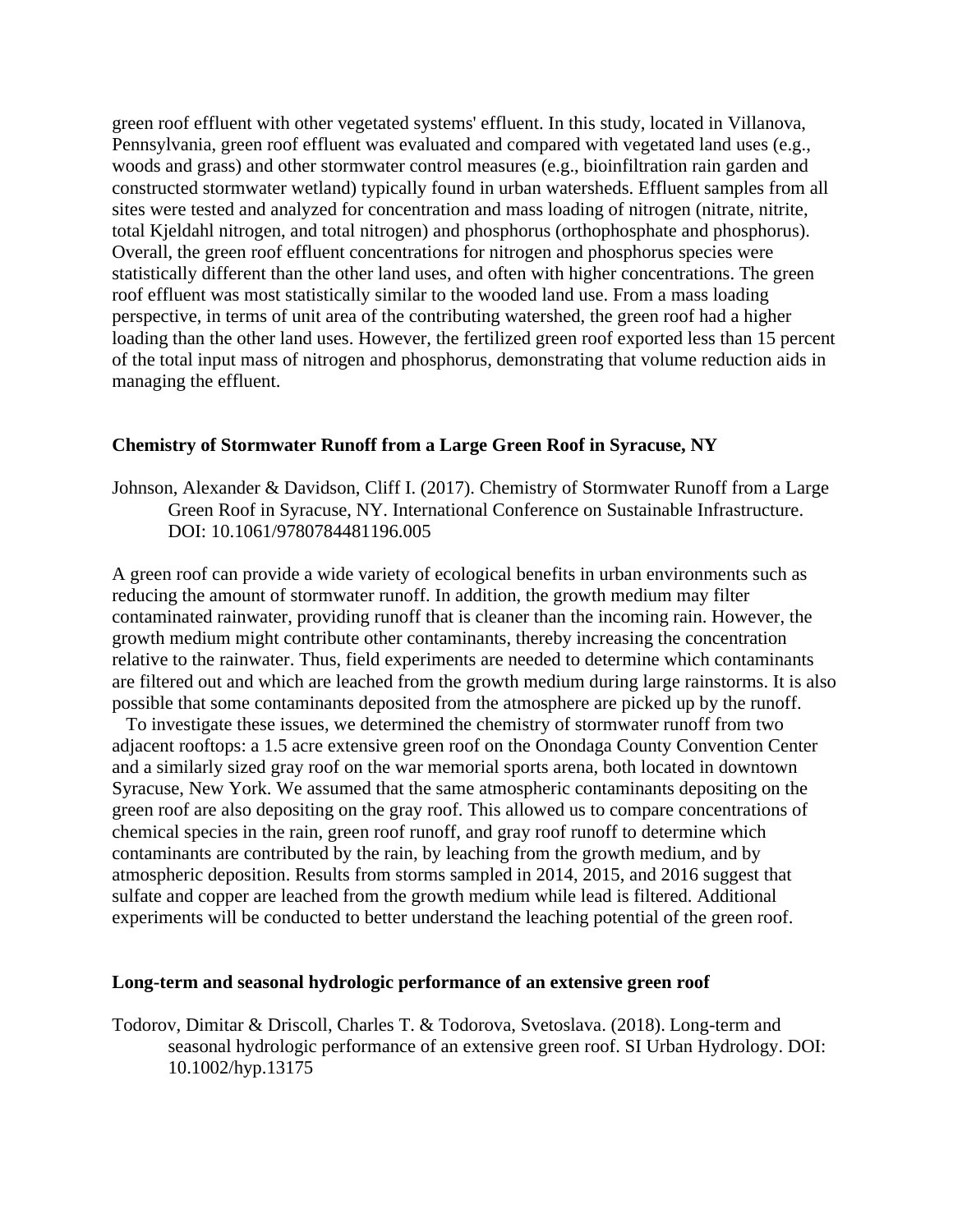green roof effluent with other vegetated systems' effluent. In this study, located in Villanova, Pennsylvania, green roof effluent was evaluated and compared with vegetated land uses (e.g., woods and grass) and other stormwater control measures (e.g., bioinfiltration rain garden and constructed stormwater wetland) typically found in urban watersheds. Effluent samples from all sites were tested and analyzed for concentration and mass loading of nitrogen (nitrate, nitrite, total Kjeldahl nitrogen, and total nitrogen) and phosphorus (orthophosphate and phosphorus). Overall, the green roof effluent concentrations for nitrogen and phosphorus species were statistically different than the other land uses, and often with higher concentrations. The green roof effluent was most statistically similar to the wooded land use. From a mass loading perspective, in terms of unit area of the contributing watershed, the green roof had a higher loading than the other land uses. However, the fertilized green roof exported less than 15 percent of the total input mass of nitrogen and phosphorus, demonstrating that volume reduction aids in managing the effluent.

### Chemistry of Stormwater Runoff from a Large Green Roof in Syracuse, NY

Johnson, Alexander & Davidson, Cliff I. (2017). Chemistry of Stormwater Runoff from a Large Green Roof in Syracuse, NY. International Conference on Sustainable Infrastructure. DOI: 10.1061/9780784481196.005

A green roof can provide a wide variety of ecological benefits in urban environments such as reducing the amount of stormwater runoff. In addition, the growth medium may filter contaminated rainwater, providing runoff that is cleaner than the incoming rain. However, the growth medium might contribute other contaminants, thereby increasing the concentration relative to the rainwater. Thus, field experiments are needed to determine which contaminants are filtered out and which are leached from the growth medium during large rainstorms. It is also possible that some contaminants deposited from the atmosphere are picked up by the runoff.

To investigate these issues, we determined the chemistry of stormwater runoff from two adjacent rooftops: a 1.5 acre extensive green roof on the Onondaga County Convention Center and a similarly sized gray roof on the war memorial sports arena, both located in downtown Syracuse, New York. We assumed that the same atmospheric contaminants depositing on the green roof are also depositing on the gray roof. This allowed us to compare concentrations of chemical species in the rain, green roof runoff, and gray roof runoff to determine which contaminants are contributed by the rain, by leaching from the growth medium, and by atmospheric deposition. Results from storms sampled in 2014, 2015, and 2016 suggest that sulfate and copper are leached from the growth medium while lead is filtered. Additional experiments will be conducted to better understand the leaching potential of the green roof.

### Long-term and seasonal hydrologic performance of an extensive green roof

Todorov, Dimitar & Driscoll, Charles T. & Todorova, Svetoslava. (2018). Long-term and seasonal hydrologic performance of an extensive green roof. SI Urban Hydrology. DOI: 10.1002/hyp.13175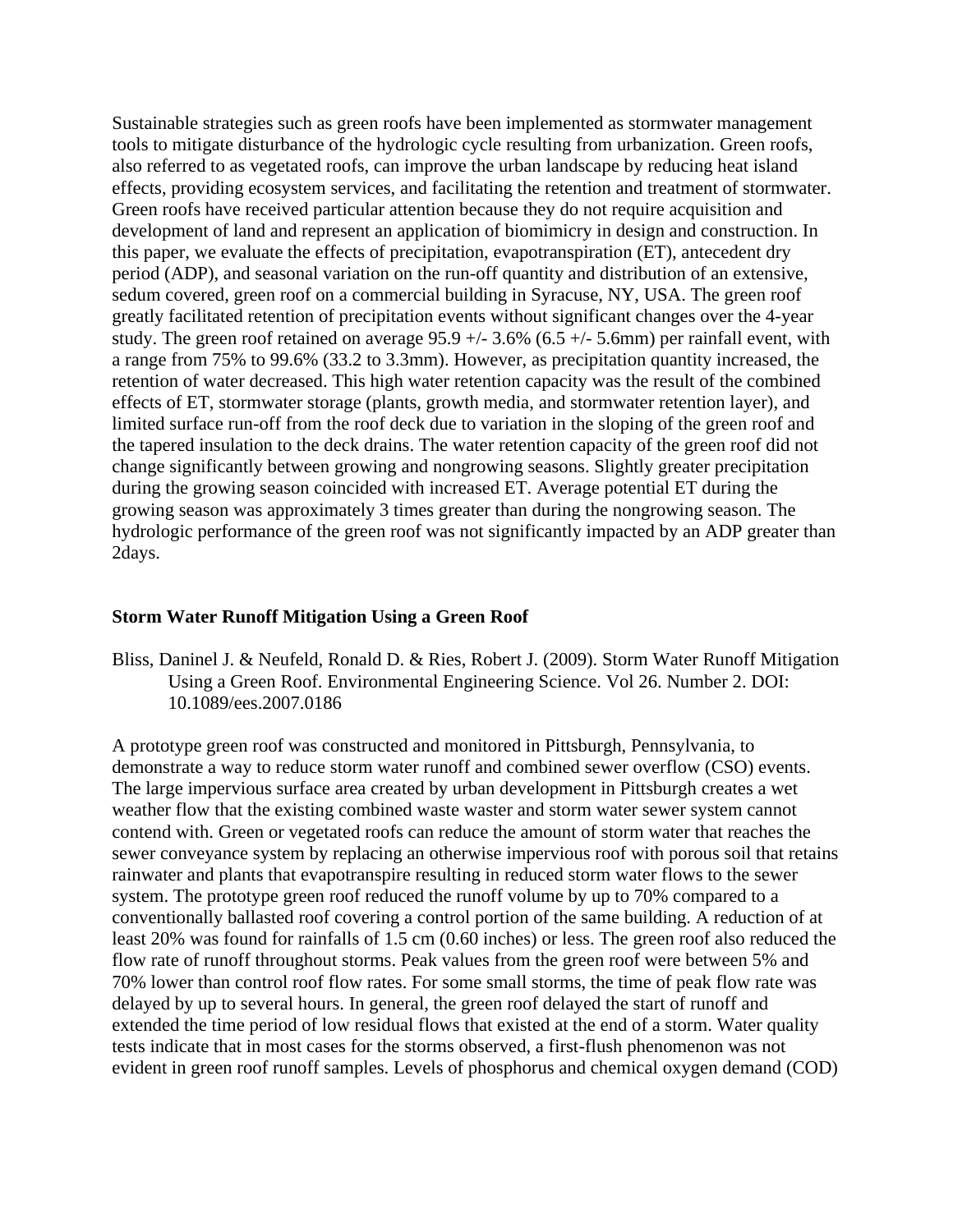Sustainable strategies such as green roofs have been implemented as stormwater management tools to mitigate disturbance of the hydrologic cycle resulting from urbanization. Green roofs, also referred to as vegetated roofs, can improve the urban landscape by reducing heat island effects, providing ecosystem services, and facilitating the retention and treatment of stormwater. Green roofs have received particular attention because they do not require acquisition and development of land and represent an application of biomimicry in design and construction. In this paper, we evaluate the effects of precipitation, evapotranspiration (ET), antecedent dry period (ADP), and seasonal variation on the run-off quantity and distribution of an extensive, sedum covered, green roof on a commercial building in Syracuse, NY, USA. The green roof greatly facilitated retention of precipitation events without significant changes over the 4-year study. The green roof retained on average 95.9 +/- 3.6% (6.5 +/- 5.6mm) per rainfall event, with a range from 75% to 99.6% (33.2 to 3.3mm). However, as precipitation quantity increased, the retention of water decreased. This high water retention capacity was the result of the combined effects of ET, stormwater storage (plants, growth media, and stormwater retention layer), and limited surface run-off from the roof deck due to variation in the sloping of the green roof and the tapered insulation to the deck drains. The water retention capacity of the green roof did not change significantly between growing and nongrowing seasons. Slightly greater precipitation during the growing season coincided with increased ET. Average potential ET during the growing season was approximately 3 times greater than during the nongrowing season. The hydrologic performance of the green roof was not significantly impacted by an ADP greater than 2days.

### Storm Water Runoff Mitigation Using a Green Roof

Bliss, Daninel J. & Neufeld, Ronald D. & Ries, Robert J. (2009). Storm Water Runoff Mitigation Using a Green Roof. Environmental Engineering Science. Vol 26. Number 2. DOI: 10.1089/ees.2007.0186

A prototype green roof was constructed and monitored in Pittsburgh, Pennsylvania, to demonstrate a way to reduce storm water runoff and combined sewer overflow (CSO) events. The large impervious surface area created by urban development in Pittsburgh creates a wet weather flow that the existing combined waste waster and storm water sewer system cannot contend with. Green or vegetated roofs can reduce the amount of storm water that reaches the sewer conveyance system by replacing an otherwise impervious roof with porous soil that retains rainwater and plants that evapotranspire resulting in reduced storm water flows to the sewer system. The prototype green roof reduced the runoff volume by up to 70% compared to a conventionally ballasted roof covering a control portion of the same building. A reduction of at least 20% was found for rainfalls of 1.5 cm (0.60 inches) or less. The green roof also reduced the flow rate of runoff throughout storms. Peak values from the green roof were between 5% and 70% lower than control roof flow rates. For some small storms, the time of peak flow rate was delayed by up to several hours. In general, the green roof delayed the start of runoff and extended the time period of low residual flows that existed at the end of a storm. Water quality tests indicate that in most cases for the storms observed, a first-flush phenomenon was not evident in green roof runoff samples. Levels of phosphorus and chemical oxygen demand (COD)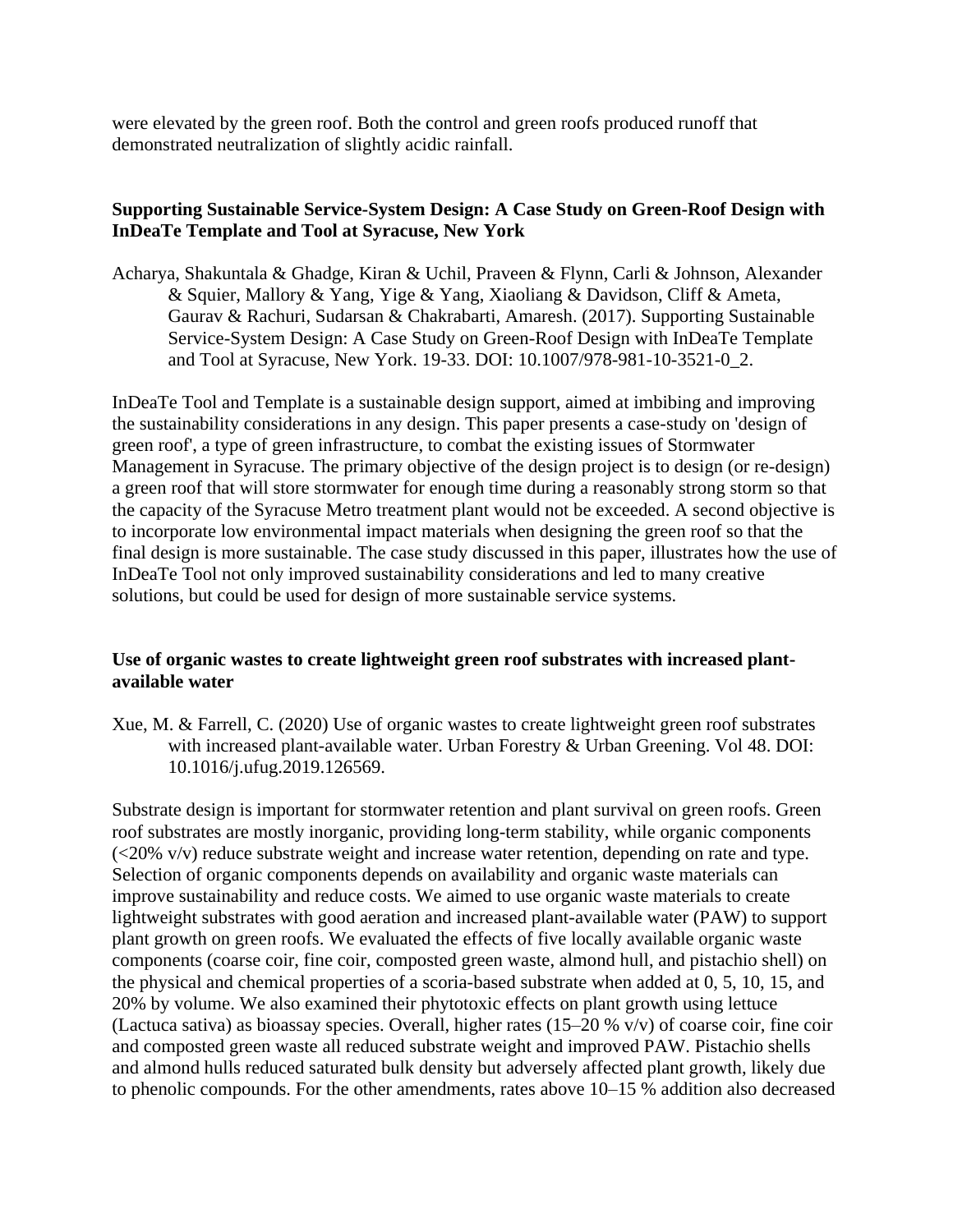were elevated by the green roof. Both the control and green roofs produced runoff that demonstrated neutralization of slightly acidic rainfall.

### Supporting Sustainable Service-System Design: A Case Study on Green-Roof Design with InDeaTe Template and Tool at Syracuse, New York

Acharya, Shakuntala & Ghadge, Kiran & Uchil, Praveen & Flynn, Carli & Johnson, Alexander & Squier, Mallory & Yang, Yige & Yang, Xiaoliang & Davidson, Cliff & Ameta, Gaurav & Rachuri, Sudarsan & Chakrabarti, Amaresh. (2017). Supporting Sustainable Service-System Design: A Case Study on Green-Roof Design with InDeaTe Template and Tool at Syracuse, New York. 19-33. DOI: 10.1007/978-981-10-3521-0_2.

InDeaTe Tool and Template is a sustainable design support, aimed at imbibing and improving the sustainability considerations in any design. This paper presents a case-study on 'design of green roof', a type of green infrastructure, to combat the existing issues of Stormwater Management in Syracuse. The primary objective of the design project is to design (or re-design) a green roof that will store stormwater for enough time during a reasonably strong storm so that the capacity of the Syracuse Metro treatment plant would not be exceeded. A second objective is to incorporate low environmental impact materials when designing the green roof so that the final design is more sustainable. The case study discussed in this paper, illustrates how the use of InDeaTe Tool not only improved sustainability considerations and led to many creative solutions, but could be used for design of more sustainable service systems.

### Use of organic wastes to create lightweight green roof substrates with increased plant-available water

Xue, M. & Farrell, C. (2020) Use of organic wastes to create lightweight green roof substrates with increased plant-available water. Urban Forestry & Urban Greening. Vol 48. DOI: 10.1016/j.ufug.2019.126569.

Substrate design is important for stormwater retention and plant survival on green roofs. Green roof substrates are mostly inorganic, providing long-term stability, while organic components (<20% v/v) reduce substrate weight and increase water retention, depending on rate and type. Selection of organic components depends on availability and organic waste materials can improve sustainability and reduce costs. We aimed to use organic waste materials to create lightweight substrates with good aeration and increased plant-available water (PAW) to support plant growth on green roofs. We evaluated the effects of five locally available organic waste components (coarse coir, fine coir, composted green waste, almond hull, and pistachio shell) on the physical and chemical properties of a scoria-based substrate when added at 0, 5, 10, 15, and 20% by volume. We also examined their phytotoxic effects on plant growth using lettuce (Lactuca sativa) as bioassay species. Overall, higher rates (15–20 % v/v) of coarse coir, fine coir and composted green waste all reduced substrate weight and improved PAW. Pistachio shells and almond hulls reduced saturated bulk density but adversely affected plant growth, likely due to phenolic compounds. For the other amendments, rates above 10–15 % addition also decreased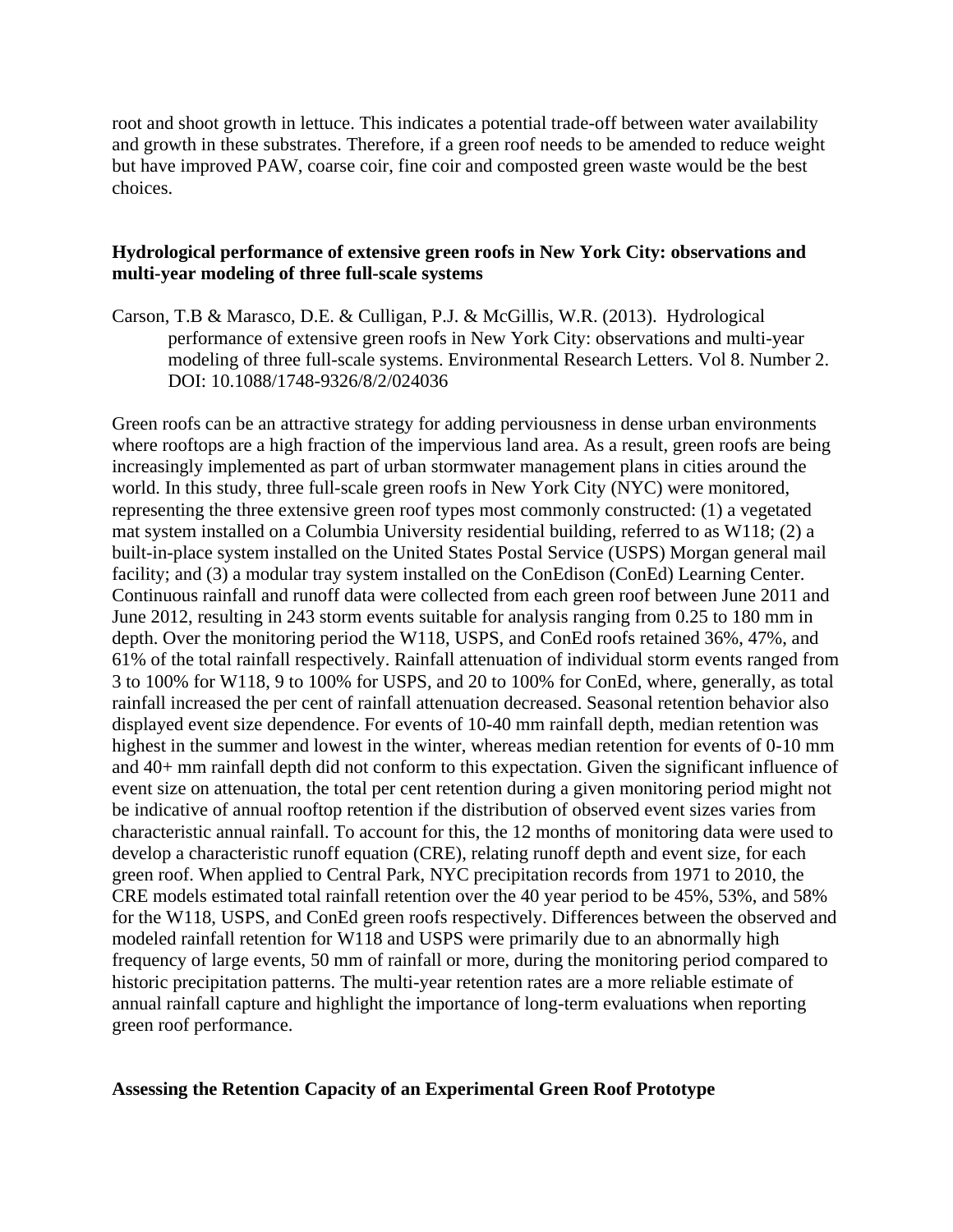root and shoot growth in lettuce. This indicates a potential trade-off between water availability and growth in these substrates. Therefore, if a green roof needs to be amended to reduce weight but have improved PAW, coarse coir, fine coir and composted green waste would be the best choices.

### Hydrological performance of extensive green roofs in New York City: observations and multi-year modeling of three full-scale systems

Carson, T.B & Marasco, D.E. & Culligan, P.J. & McGillis, W.R. (2013). Hydrological performance of extensive green roofs in New York City: observations and multi-year modeling of three full-scale systems. Environmental Research Letters. Vol 8. Number 2. DOI: 10.1088/1748-9326/8/2/024036

Green roofs can be an attractive strategy for adding perviousness in dense urban environments where rooftops are a high fraction of the impervious land area. As a result, green roofs are being increasingly implemented as part of urban stormwater management plans in cities around the world. In this study, three full-scale green roofs in New York City (NYC) were monitored, representing the three extensive green roof types most commonly constructed: (1) a vegetated mat system installed on a Columbia University residential building, referred to as W118; (2) a built-in-place system installed on the United States Postal Service (USPS) Morgan general mail facility; and (3) a modular tray system installed on the ConEdison (ConEd) Learning Center. Continuous rainfall and runoff data were collected from each green roof between June 2011 and June 2012, resulting in 243 storm events suitable for analysis ranging from 0.25 to 180 mm in depth. Over the monitoring period the W118, USPS, and ConEd roofs retained 36%, 47%, and 61% of the total rainfall respectively. Rainfall attenuation of individual storm events ranged from 3 to 100% for W118, 9 to 100% for USPS, and 20 to 100% for ConEd, where, generally, as total rainfall increased the per cent of rainfall attenuation decreased. Seasonal retention behavior also displayed event size dependence. For events of 10-40 mm rainfall depth, median retention was highest in the summer and lowest in the winter, whereas median retention for events of 0-10 mm and 40+ mm rainfall depth did not conform to this expectation. Given the significant influence of event size on attenuation, the total per cent retention during a given monitoring period might not be indicative of annual rooftop retention if the distribution of observed event sizes varies from characteristic annual rainfall. To account for this, the 12 months of monitoring data were used to develop a characteristic runoff equation (CRE), relating runoff depth and event size, for each green roof. When applied to Central Park, NYC precipitation records from 1971 to 2010, the CRE models estimated total rainfall retention over the 40 year period to be 45%, 53%, and 58% for the W118, USPS, and ConEd green roofs respectively. Differences between the observed and modeled rainfall retention for W118 and USPS were primarily due to an abnormally high frequency of large events, 50 mm of rainfall or more, during the monitoring period compared to historic precipitation patterns. The multi-year retention rates are a more reliable estimate of annual rainfall capture and highlight the importance of long-term evaluations when reporting green roof performance.

### Assessing the Retention Capacity of an Experimental Green Roof Prototype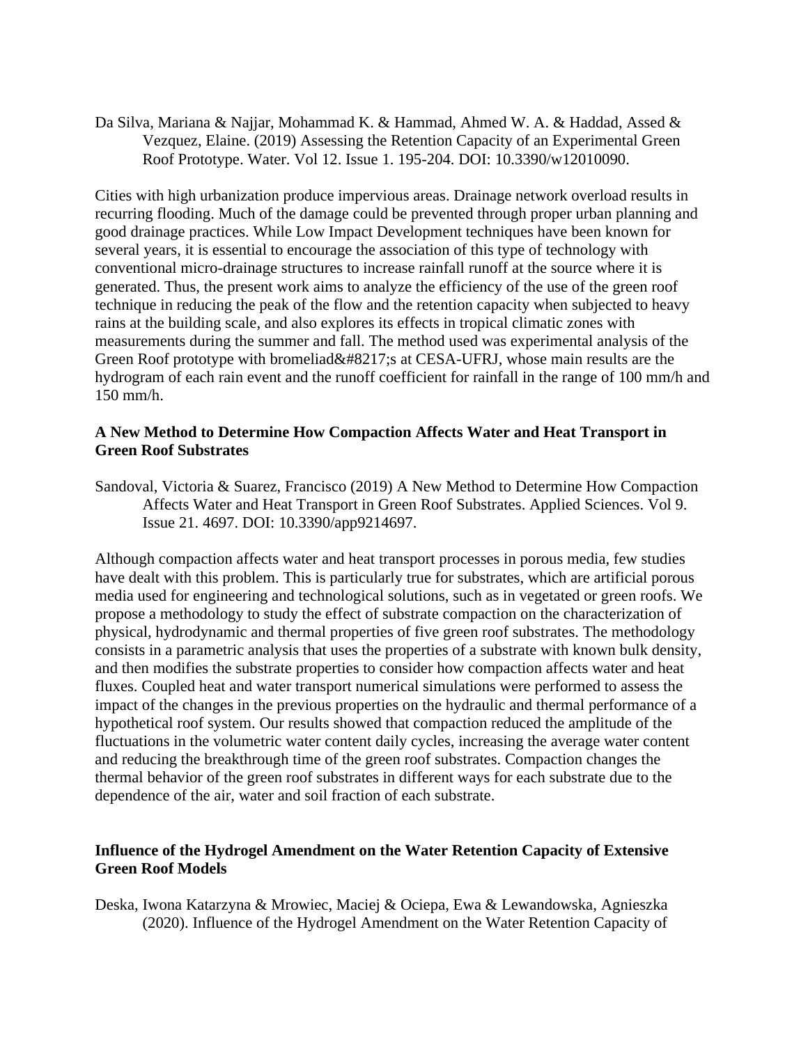Da Silva, Mariana & Najjar, Mohammad K. & Hammad, Ahmed W. A. & Haddad, Assed & Vezquez, Elaine. (2019) Assessing the Retention Capacity of an Experimental Green Roof Prototype. Water. Vol 12. Issue 1. 195-204. DOI: 10.3390/w12010090.

Cities with high urbanization produce impervious areas. Drainage network overload results in recurring flooding. Much of the damage could be prevented through proper urban planning and good drainage practices. While Low Impact Development techniques have been known for several years, it is essential to encourage the association of this type of technology with conventional micro-drainage structures to increase rainfall runoff at the source where it is generated. Thus, the present work aims to analyze the efficiency of the use of the green roof technique in reducing the peak of the flow and the retention capacity when subjected to heavy rains at the building scale, and also explores its effects in tropical climatic zones with measurements during the summer and fall. The method used was experimental analysis of the Green Roof prototype with bromeliad&#8217;s at CESA-UFRJ, whose main results are the hydrogram of each rain event and the runoff coefficient for rainfall in the range of 100 mm/h and 150 mm/h.

**A New Method to Determine How Compaction Affects Water and Heat Transport in Green Roof Substrates**

Sandoval, Victoria & Suarez, Francisco (2019) A New Method to Determine How Compaction Affects Water and Heat Transport in Green Roof Substrates. Applied Sciences. Vol 9. Issue 21. 4697. DOI: 10.3390/app9214697.

Although compaction affects water and heat transport processes in porous media, few studies have dealt with this problem. This is particularly true for substrates, which are artificial porous media used for engineering and technological solutions, such as in vegetated or green roofs. We propose a methodology to study the effect of substrate compaction on the characterization of physical, hydrodynamic and thermal properties of five green roof substrates. The methodology consists in a parametric analysis that uses the properties of a substrate with known bulk density, and then modifies the substrate properties to consider how compaction affects water and heat fluxes. Coupled heat and water transport numerical simulations were performed to assess the impact of the changes in the previous properties on the hydraulic and thermal performance of a hypothetical roof system. Our results showed that compaction reduced the amplitude of the fluctuations in the volumetric water content daily cycles, increasing the average water content and reducing the breakthrough time of the green roof substrates. Compaction changes the thermal behavior of the green roof substrates in different ways for each substrate due to the dependence of the air, water and soil fraction of each substrate.

**Influence of the Hydrogel Amendment on the Water Retention Capacity of Extensive Green Roof Models**

Deska, Iwona Katarzyna & Mrowiec, Maciej & Ociepa, Ewa & Lewandowska, Agnieszka (2020). Influence of the Hydrogel Amendment on the Water Retention Capacity of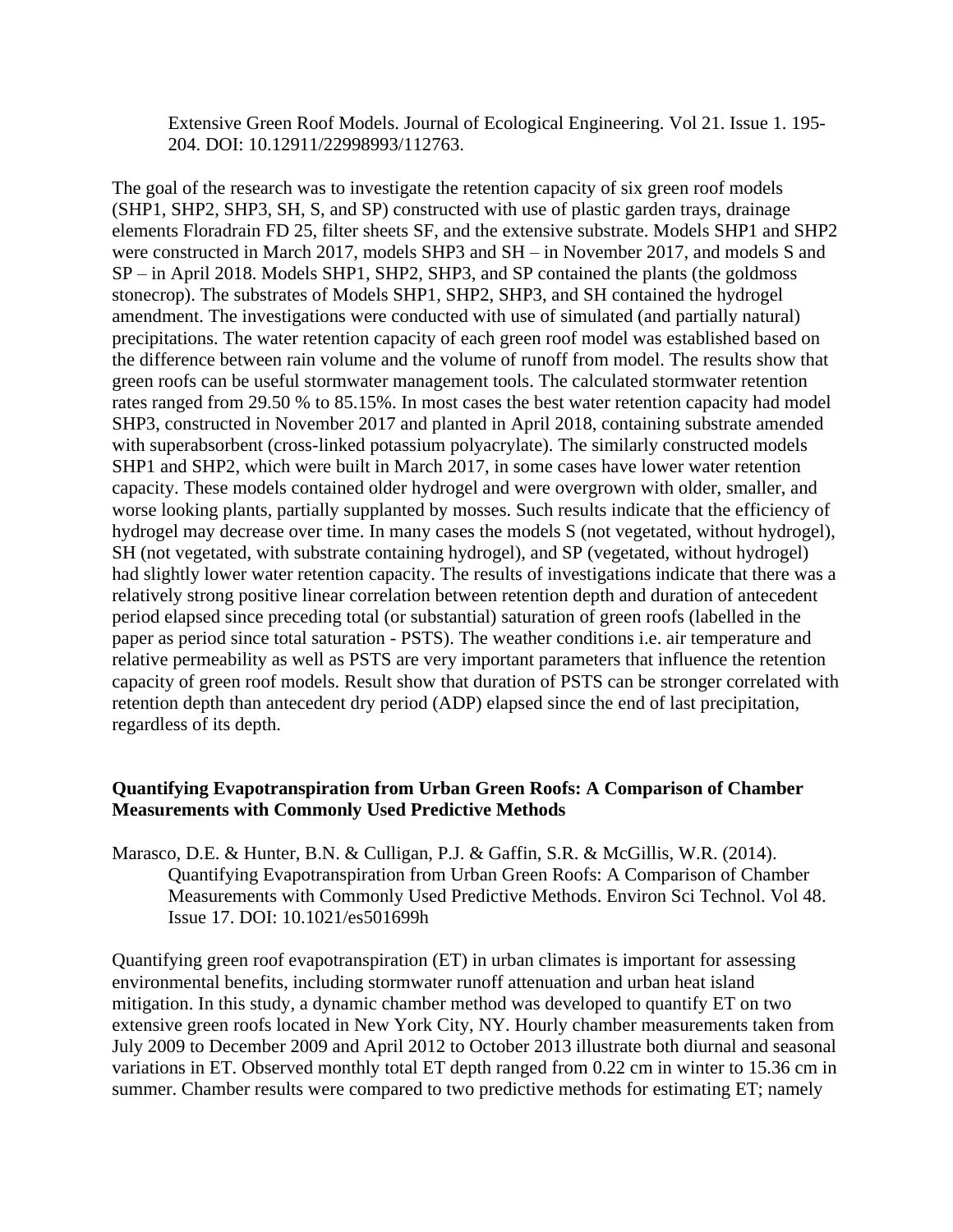Extensive Green Roof Models. Journal of Ecological Engineering. Vol 21. Issue 1. 195-204. DOI: 10.12911/22998993/112763.

The goal of the research was to investigate the retention capacity of six green roof models (SHP1, SHP2, SHP3, SH, S, and SP) constructed with use of plastic garden trays, drainage elements Floradrain FD 25, filter sheets SF, and the extensive substrate. Models SHP1 and SHP2 were constructed in March 2017, models SHP3 and SH – in November 2017, and models S and SP – in April 2018. Models SHP1, SHP2, SHP3, and SP contained the plants (the goldmoss stonecrop). The substrates of Models SHP1, SHP2, SHP3, and SH contained the hydrogel amendment. The investigations were conducted with use of simulated (and partially natural) precipitations. The water retention capacity of each green roof model was established based on the difference between rain volume and the volume of runoff from model. The results show that green roofs can be useful stormwater management tools. The calculated stormwater retention rates ranged from 29.50 % to 85.15%. In most cases the best water retention capacity had model SHP3, constructed in November 2017 and planted in April 2018, containing substrate amended with superabsorbent (cross-linked potassium polyacrylate). The similarly constructed models SHP1 and SHP2, which were built in March 2017, in some cases have lower water retention capacity. These models contained older hydrogel and were overgrown with older, smaller, and worse looking plants, partially supplanted by mosses. Such results indicate that the efficiency of hydrogel may decrease over time. In many cases the models S (not vegetated, without hydrogel), SH (not vegetated, with substrate containing hydrogel), and SP (vegetated, without hydrogel) had slightly lower water retention capacity. The results of investigations indicate that there was a relatively strong positive linear correlation between retention depth and duration of antecedent period elapsed since preceding total (or substantial) saturation of green roofs (labelled in the paper as period since total saturation - PSTS). The weather conditions i.e. air temperature and relative permeability as well as PSTS are very important parameters that influence the retention capacity of green roof models. Result show that duration of PSTS can be stronger correlated with retention depth than antecedent dry period (ADP) elapsed since the end of last precipitation, regardless of its depth.

**Quantifying Evapotranspiration from Urban Green Roofs: A Comparison of Chamber Measurements with Commonly Used Predictive Methods**

Marasco, D.E. & Hunter, B.N. & Culligan, P.J. & Gaffin, S.R. & McGillis, W.R. (2014). Quantifying Evapotranspiration from Urban Green Roofs: A Comparison of Chamber Measurements with Commonly Used Predictive Methods. Environ Sci Technol. Vol 48. Issue 17. DOI: 10.1021/es501699h

Quantifying green roof evapotranspiration (ET) in urban climates is important for assessing environmental benefits, including stormwater runoff attenuation and urban heat island mitigation. In this study, a dynamic chamber method was developed to quantify ET on two extensive green roofs located in New York City, NY. Hourly chamber measurements taken from July 2009 to December 2009 and April 2012 to October 2013 illustrate both diurnal and seasonal variations in ET. Observed monthly total ET depth ranged from 0.22 cm in winter to 15.36 cm in summer. Chamber results were compared to two predictive methods for estimating ET; namely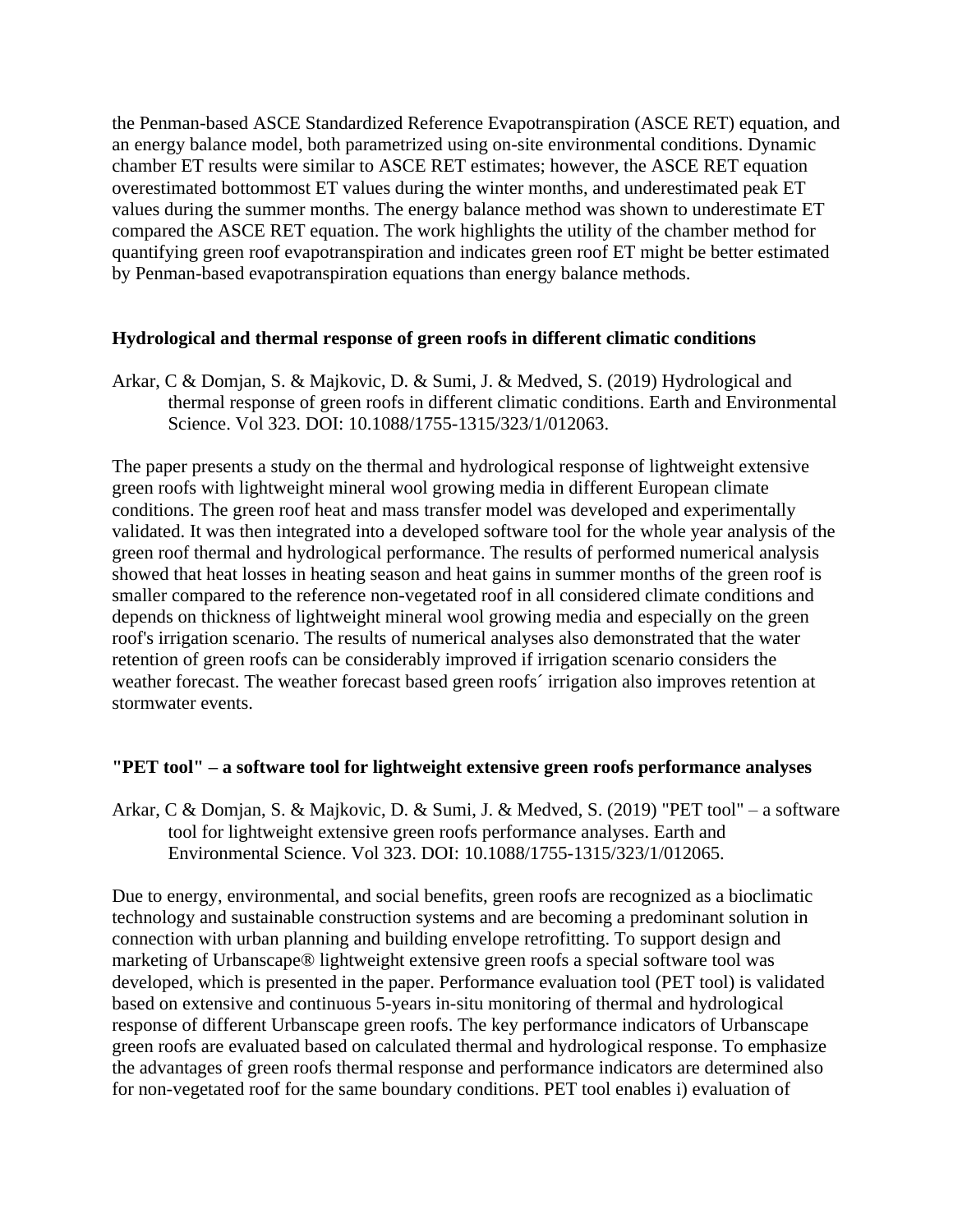the Penman-based ASCE Standardized Reference Evapotranspiration (ASCE RET) equation, and an energy balance model, both parametrized using on-site environmental conditions. Dynamic chamber ET results were similar to ASCE RET estimates; however, the ASCE RET equation overestimated bottommost ET values during the winter months, and underestimated peak ET values during the summer months. The energy balance method was shown to underestimate ET compared the ASCE RET equation. The work highlights the utility of the chamber method for quantifying green roof evapotranspiration and indicates green roof ET might be better estimated by Penman-based evapotranspiration equations than energy balance methods.

### Hydrological and thermal response of green roofs in different climatic conditions

Arkar, C & Domjan, S. & Majkovic, D. & Sumi, J. & Medved, S. (2019) Hydrological and thermal response of green roofs in different climatic conditions. Earth and Environmental Science. Vol 323. DOI: 10.1088/1755-1315/323/1/012063.

The paper presents a study on the thermal and hydrological response of lightweight extensive green roofs with lightweight mineral wool growing media in different European climate conditions. The green roof heat and mass transfer model was developed and experimentally validated. It was then integrated into a developed software tool for the whole year analysis of the green roof thermal and hydrological performance. The results of performed numerical analysis showed that heat losses in heating season and heat gains in summer months of the green roof is smaller compared to the reference non-vegetated roof in all considered climate conditions and depends on thickness of lightweight mineral wool growing media and especially on the green roof's irrigation scenario. The results of numerical analyses also demonstrated that the water retention of green roofs can be considerably improved if irrigation scenario considers the weather forecast. The weather forecast based green roofs´ irrigation also improves retention at stormwater events.

### "PET tool" – a software tool for lightweight extensive green roofs performance analyses

Arkar, C & Domjan, S. & Majkovic, D. & Sumi, J. & Medved, S. (2019) "PET tool" – a software tool for lightweight extensive green roofs performance analyses. Earth and Environmental Science. Vol 323. DOI: 10.1088/1755-1315/323/1/012065.

Due to energy, environmental, and social benefits, green roofs are recognized as a bioclimatic technology and sustainable construction systems and are becoming a predominant solution in connection with urban planning and building envelope retrofitting. To support design and marketing of Urbanscape® lightweight extensive green roofs a special software tool was developed, which is presented in the paper. Performance evaluation tool (PET tool) is validated based on extensive and continuous 5-years in-situ monitoring of thermal and hydrological response of different Urbanscape green roofs. The key performance indicators of Urbanscape green roofs are evaluated based on calculated thermal and hydrological response. To emphasize the advantages of green roofs thermal response and performance indicators are determined also for non-vegetated roof for the same boundary conditions. PET tool enables i) evaluation of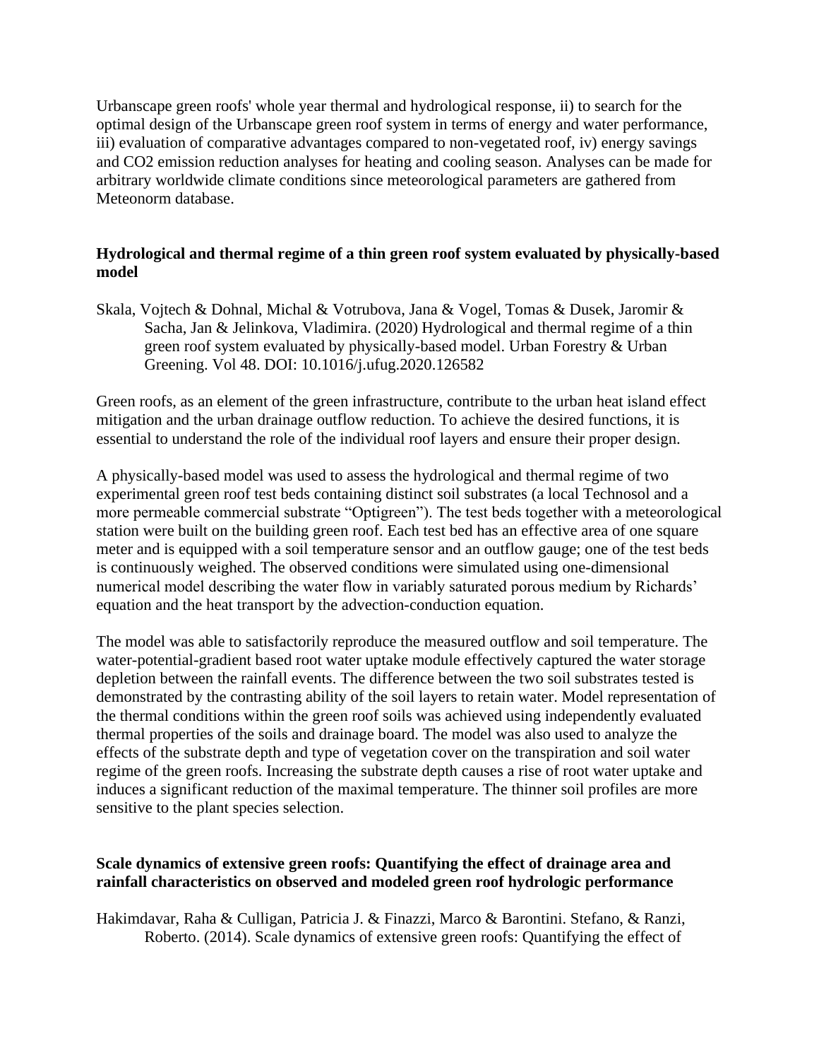Urbanscape green roofs' whole year thermal and hydrological response, ii) to search for the optimal design of the Urbanscape green roof system in terms of energy and water performance, iii) evaluation of comparative advantages compared to non-vegetated roof, iv) energy savings and $CO_2$ emission reduction analyses for heating and cooling season. Analyses can be made for arbitrary worldwide climate conditions since meteorological parameters are gathered from Meteonorm database.

### Hydrological and thermal regime of a thin green roof system evaluated by physically-based model

Skala, Vojtech & Dohnal, Michal & Votrubova, Jana & Vogel, Tomas & Dusek, Jaromir & Sacha, Jan & Jelinkova, Vladimira. (2020) Hydrological and thermal regime of a thin green roof system evaluated by physically-based model. Urban Forestry & Urban Greening. Vol 48. DOI: 10.1016/j.ufug.2020.126582

Green roofs, as an element of the green infrastructure, contribute to the urban heat island effect mitigation and the urban drainage outflow reduction. To achieve the desired functions, it is essential to understand the role of the individual roof layers and ensure their proper design.

A physically-based model was used to assess the hydrological and thermal regime of two experimental green roof test beds containing distinct soil substrates (a local Technosol and a more permeable commercial substrate “Optigreen”). The test beds together with a meteorological station were built on the building green roof. Each test bed has an effective area of one square meter and is equipped with a soil temperature sensor and an outflow gauge; one of the test beds is continuously weighed. The observed conditions were simulated using one-dimensional numerical model describing the water flow in variably saturated porous medium by Richards' equation and the heat transport by the advection-conduction equation.

The model was able to satisfactorily reproduce the measured outflow and soil temperature. The water-potential-gradient based root water uptake module effectively captured the water storage depletion between the rainfall events. The difference between the two soil substrates tested is demonstrated by the contrasting ability of the soil layers to retain water. Model representation of the thermal conditions within the green roof soils was achieved using independently evaluated thermal properties of the soils and drainage board. The model was also used to analyze the effects of the substrate depth and type of vegetation cover on the transpiration and soil water regime of the green roofs. Increasing the substrate depth causes a rise of root water uptake and induces a significant reduction of the maximal temperature. The thinner soil profiles are more sensitive to the plant species selection.

### Scale dynamics of extensive green roofs: Quantifying the effect of drainage area and rainfall characteristics on observed and modeled green roof hydrologic performance

Hakimdavar, Raha & Culligan, Patricia J. & Finazzi, Marco & Barontini. Stefano, & Ranzi, Roberto. (2014). Scale dynamics of extensive green roofs: Quantifying the effect of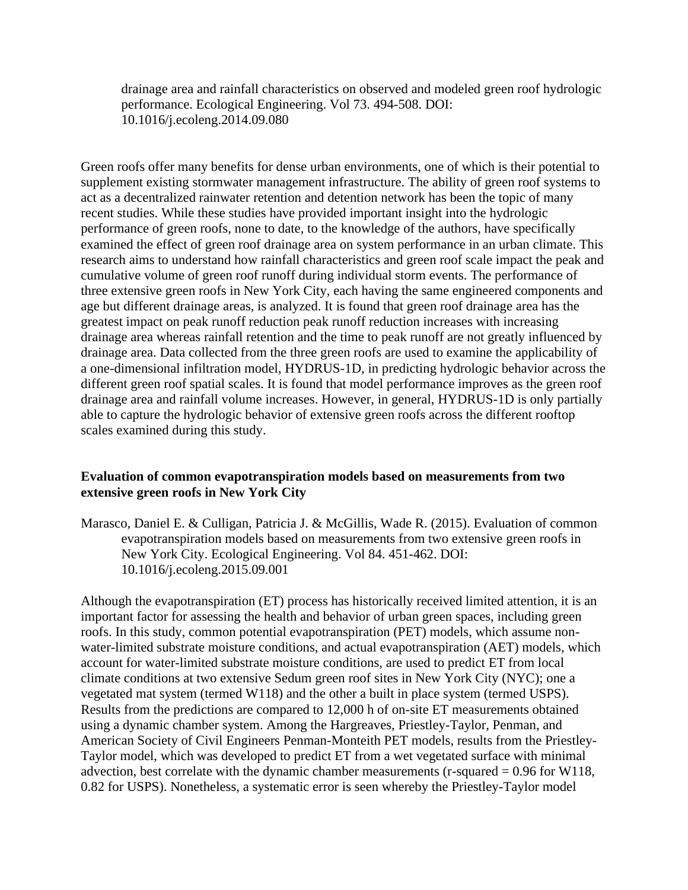drainage area and rainfall characteristics on observed and modeled green roof hydrologic performance. Ecological Engineering. Vol 73. 494-508. DOI: 10.1016/j.ecoleng.2014.09.080

Green roofs offer many benefits for dense urban environments, one of which is their potential to supplement existing stormwater management infrastructure. The ability of green roof systems to act as a decentralized rainwater retention and detention network has been the topic of many recent studies. While these studies have provided important insight into the hydrologic performance of green roofs, none to date, to the knowledge of the authors, have specifically examined the effect of green roof drainage area on system performance in an urban climate. This research aims to understand how rainfall characteristics and green roof scale impact the peak and cumulative volume of green roof runoff during individual storm events. The performance of three extensive green roofs in New York City, each having the same engineered components and age but different drainage areas, is analyzed. It is found that green roof drainage area has the greatest impact on peak runoff reduction peak runoff reduction increases with increasing drainage area whereas rainfall retention and the time to peak runoff are not greatly influenced by drainage area. Data collected from the three green roofs are used to examine the applicability of a one-dimensional infiltration model, HYDRUS-1D, in predicting hydrologic behavior across the different green roof spatial scales. It is found that model performance improves as the green roof drainage area and rainfall volume increases. However, in general, HYDRUS-1D is only partially able to capture the hydrologic behavior of extensive green roofs across the different rooftop scales examined during this study.

**Evaluation of common evapotranspiration models based on measurements from two extensive green roofs in New York City**

Marasco, Daniel E. & Culligan, Patricia J. & McGillis, Wade R. (2015). Evaluation of common evapotranspiration models based on measurements from two extensive green roofs in New York City. Ecological Engineering. Vol 84. 451-462. DOI: 10.1016/j.ecoleng.2015.09.001

Although the evapotranspiration (ET) process has historically received limited attention, it is an important factor for assessing the health and behavior of urban green spaces, including green roofs. In this study, common potential evapotranspiration (PET) models, which assume non-water-limited substrate moisture conditions, and actual evapotranspiration (AET) models, which account for water-limited substrate moisture conditions, are used to predict ET from local climate conditions at two extensive Sedum green roof sites in New York City (NYC); one a vegetated mat system (termed W118) and the other a built in place system (termed USPS). Results from the predictions are compared to 12,000 h of on-site ET measurements obtained using a dynamic chamber system. Among the Hargreaves, Priestley-Taylor, Penman, and American Society of Civil Engineers Penman-Monteith PET models, results from the Priestley-Taylor model, which was developed to predict ET from a wet vegetated surface with minimal advection, best correlate with the dynamic chamber measurements (r-squared = 0.96 for W118, 0.82 for USPS). Nonetheless, a systematic error is seen whereby the Priestley-Taylor model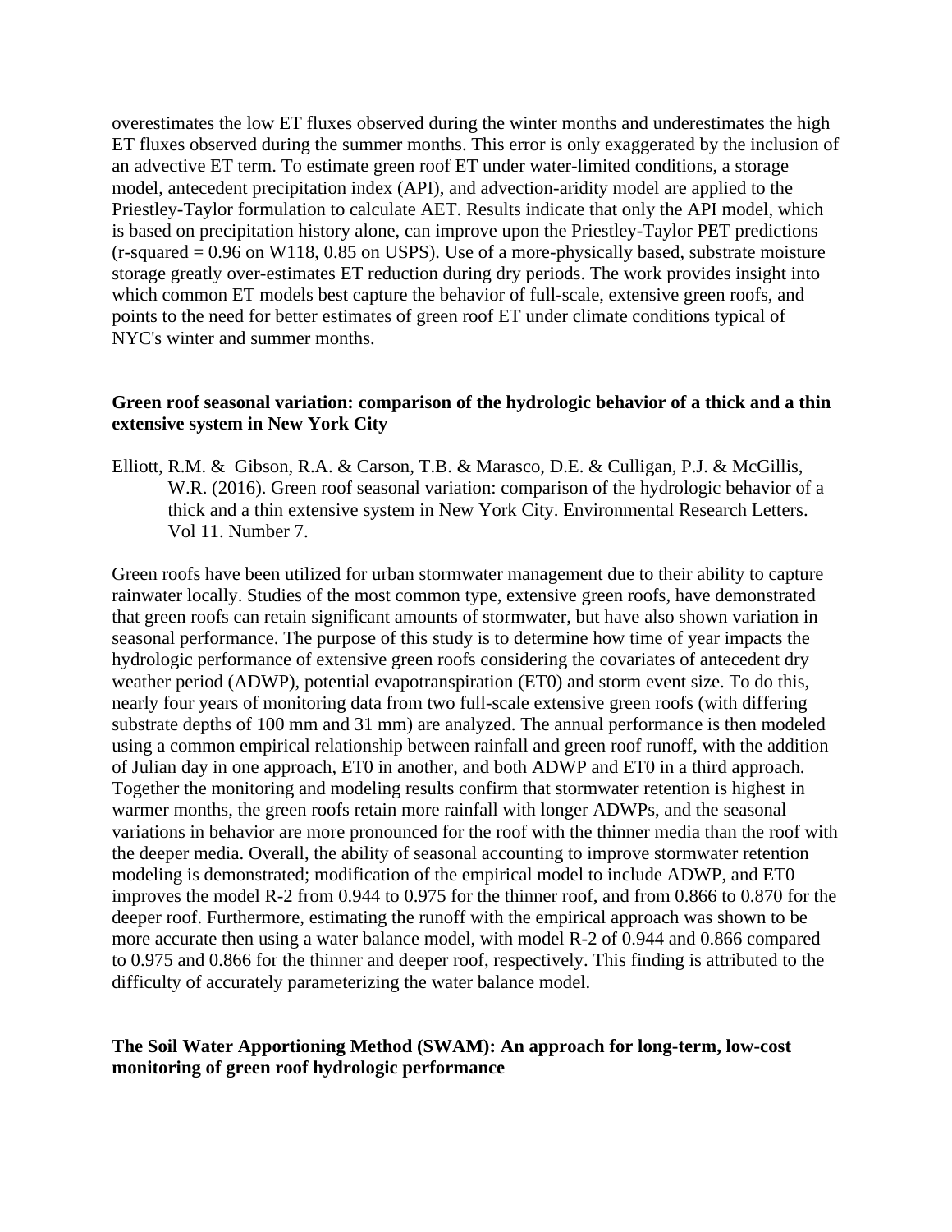overestimates the low ET fluxes observed during the winter months and underestimates the high ET fluxes observed during the summer months. This error is only exaggerated by the inclusion of an advective ET term. To estimate green roof ET under water-limited conditions, a storage model, antecedent precipitation index (API), and advection-aridity model are applied to the Priestley-Taylor formulation to calculate AET. Results indicate that only the API model, which is based on precipitation history alone, can improve upon the Priestley-Taylor PET predictions (r-squared = 0.96 on W118, 0.85 on USPS). Use of a more-physically based, substrate moisture storage greatly over-estimates ET reduction during dry periods. The work provides insight into which common ET models best capture the behavior of full-scale, extensive green roofs, and points to the need for better estimates of green roof ET under climate conditions typical of NYC's winter and summer months.

**Green roof seasonal variation: comparison of the hydrologic behavior of a thick and a thin extensive system in New York City**

Elliott, R.M. & Gibson, R.A. & Carson, T.B. & Marasco, D.E. & Culligan, P.J. & McGillis, W.R. (2016). Green roof seasonal variation: comparison of the hydrologic behavior of a thick and a thin extensive system in New York City. Environmental Research Letters. Vol 11. Number 7.

Green roofs have been utilized for urban stormwater management due to their ability to capture rainwater locally. Studies of the most common type, extensive green roofs, have demonstrated that green roofs can retain significant amounts of stormwater, but have also shown variation in seasonal performance. The purpose of this study is to determine how time of year impacts the hydrologic performance of extensive green roofs considering the covariates of antecedent dry weather period (ADWP), potential evapotranspiration (ET0) and storm event size. To do this, nearly four years of monitoring data from two full-scale extensive green roofs (with differing substrate depths of 100 mm and 31 mm) are analyzed. The annual performance is then modeled using a common empirical relationship between rainfall and green roof runoff, with the addition of Julian day in one approach, ET0 in another, and both ADWP and ET0 in a third approach. Together the monitoring and modeling results confirm that stormwater retention is highest in warmer months, the green roofs retain more rainfall with longer ADWPs, and the seasonal variations in behavior are more pronounced for the roof with the thinner media than the roof with the deeper media. Overall, the ability of seasonal accounting to improve stormwater retention modeling is demonstrated; modification of the empirical model to include ADWP, and ET0 improves the model R-2 from 0.944 to 0.975 for the thinner roof, and from 0.866 to 0.870 for the deeper roof. Furthermore, estimating the runoff with the empirical approach was shown to be more accurate then using a water balance model, with model R-2 of 0.944 and 0.866 compared to 0.975 and 0.866 for the thinner and deeper roof, respectively. This finding is attributed to the difficulty of accurately parameterizing the water balance model.

**The Soil Water Apportioning Method (SWAM): An approach for long-term, low-cost monitoring of green roof hydrologic performance**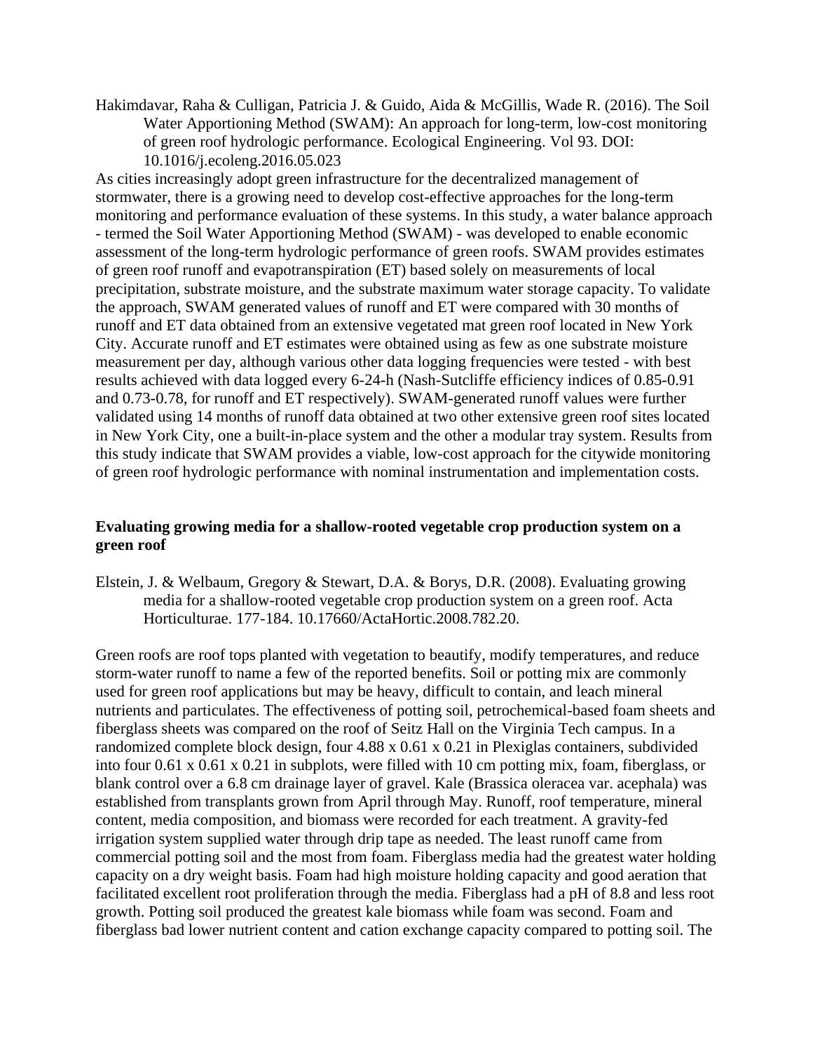Hakimdavar, Raha & Culligan, Patricia J. & Guido, Aida & McGillis, Wade R. (2016). The Soil Water Apportioning Method (SWAM): An approach for long-term, low-cost monitoring of green roof hydrologic performance. Ecological Engineering. Vol 93. DOI: 10.1016/j.ecoleng.2016.05.023

As cities increasingly adopt green infrastructure for the decentralized management of stormwater, there is a growing need to develop cost-effective approaches for the long-term monitoring and performance evaluation of these systems. In this study, a water balance approach - termed the Soil Water Apportioning Method (SWAM) - was developed to enable economic assessment of the long-term hydrologic performance of green roofs. SWAM provides estimates of green roof runoff and evapotranspiration (ET) based solely on measurements of local precipitation, substrate moisture, and the substrate maximum water storage capacity. To validate the approach, SWAM generated values of runoff and ET were compared with 30 months of runoff and ET data obtained from an extensive vegetated mat green roof located in New York City. Accurate runoff and ET estimates were obtained using as few as one substrate moisture measurement per day, although various other data logging frequencies were tested - with best results achieved with data logged every 6-24-h (Nash-Sutcliffe efficiency indices of 0.85-0.91 and 0.73-0.78, for runoff and ET respectively). SWAM-generated runoff values were further validated using 14 months of runoff data obtained at two other extensive green roof sites located in New York City, one a built-in-place system and the other a modular tray system. Results from this study indicate that SWAM provides a viable, low-cost approach for the citywide monitoring of green roof hydrologic performance with nominal instrumentation and implementation costs.

**Evaluating growing media for a shallow-rooted vegetable crop production system on a green roof**

Elstein, J. & Welbaum, Gregory & Stewart, D.A. & Borys, D.R. (2008). Evaluating growing media for a shallow-rooted vegetable crop production system on a green roof. Acta Horticulturae. 177-184. 10.17660/ActaHortic.2008.782.20.

Green roofs are roof tops planted with vegetation to beautify, modify temperatures, and reduce storm-water runoff to name a few of the reported benefits. Soil or potting mix are commonly used for green roof applications but may be heavy, difficult to contain, and leach mineral nutrients and particulates. The effectiveness of potting soil, petrochemical-based foam sheets and fiberglass sheets was compared on the roof of Seitz Hall on the Virginia Tech campus. In a randomized complete block design, four 4.88 x 0.61 x 0.21 in Plexiglas containers, subdivided into four 0.61 x 0.61 x 0.21 in subplots, were filled with 10 cm potting mix, foam, fiberglass, or blank control over a 6.8 cm drainage layer of gravel. Kale (Brassica oleracea var. acephala) was established from transplants grown from April through May. Runoff, roof temperature, mineral content, media composition, and biomass were recorded for each treatment. A gravity-fed irrigation system supplied water through drip tape as needed. The least runoff came from commercial potting soil and the most from foam. Fiberglass media had the greatest water holding capacity on a dry weight basis. Foam had high moisture holding capacity and good aeration that facilitated excellent root proliferation through the media. Fiberglass had a pH of 8.8 and less root growth. Potting soil produced the greatest kale biomass while foam was second. Foam and fiberglass bad lower nutrient content and cation exchange capacity compared to potting soil. The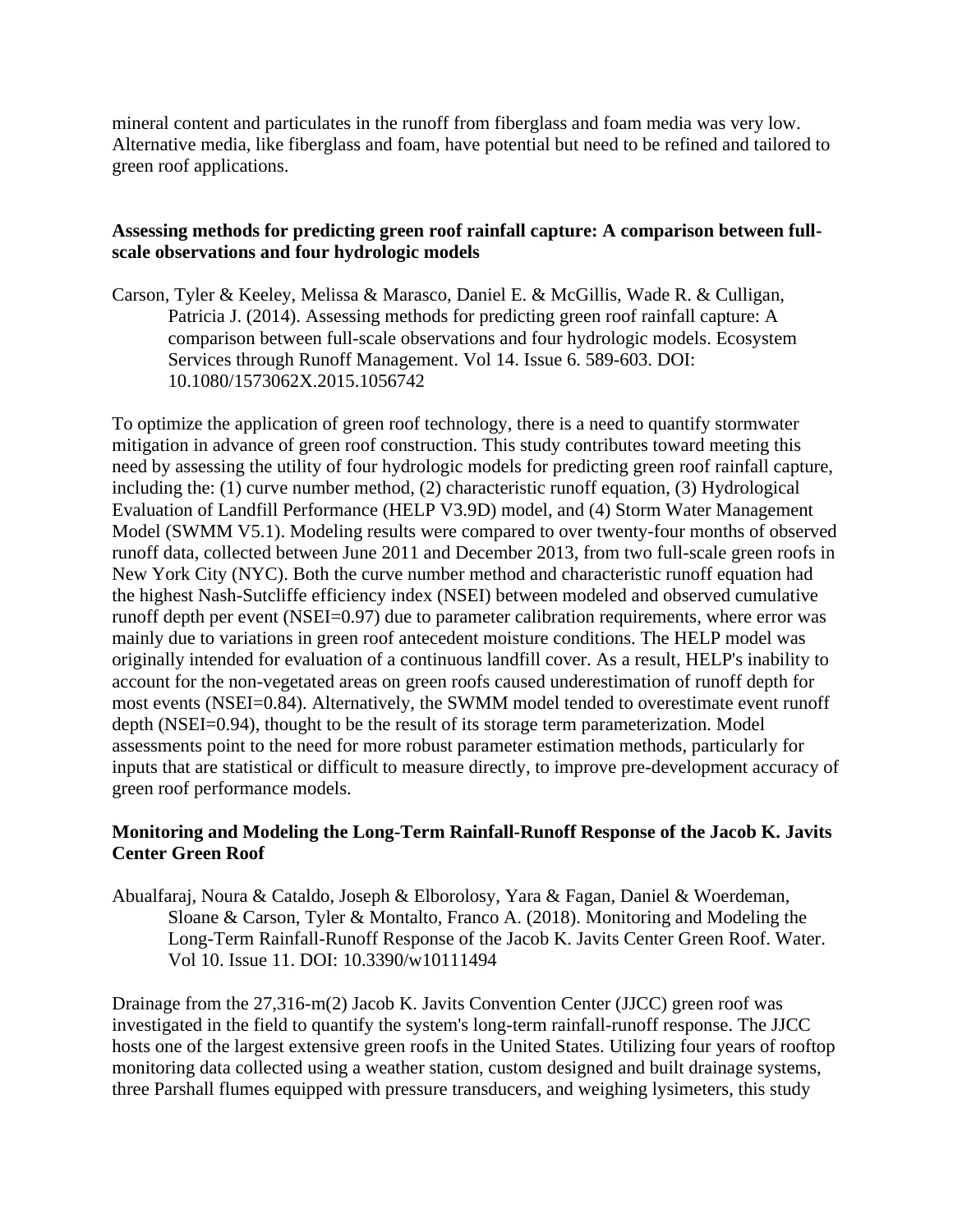mineral content and particulates in the runoff from fiberglass and foam media was very low. Alternative media, like fiberglass and foam, have potential but need to be refined and tailored to green roof applications.

### Assessing methods for predicting green roof rainfall capture: A comparison between full-scale observations and four hydrologic models

Carson, Tyler & Keeley, Melissa & Marasco, Daniel E. & McGillis, Wade R. & Culligan, Patricia J. (2014). Assessing methods for predicting green roof rainfall capture: A comparison between full-scale observations and four hydrologic models. Ecosystem Services through Runoff Management. Vol 14. Issue 6. 589-603. DOI: 10.1080/1573062X.2015.1056742

To optimize the application of green roof technology, there is a need to quantify stormwater mitigation in advance of green roof construction. This study contributes toward meeting this need by assessing the utility of four hydrologic models for predicting green roof rainfall capture, including the: (1) curve number method, (2) characteristic runoff equation, (3) Hydrological Evaluation of Landfill Performance (HELP V3.9D) model, and (4) Storm Water Management Model (SWMM V5.1). Modeling results were compared to over twenty-four months of observed runoff data, collected between June 2011 and December 2013, from two full-scale green roofs in New York City (NYC). Both the curve number method and characteristic runoff equation had the highest Nash-Sutcliffe efficiency index (NSEI) between modeled and observed cumulative runoff depth per event (NSEI=0.97) due to parameter calibration requirements, where error was mainly due to variations in green roof antecedent moisture conditions. The HELP model was originally intended for evaluation of a continuous landfill cover. As a result, HELP's inability to account for the non-vegetated areas on green roofs caused underestimation of runoff depth for most events (NSEI=0.84). Alternatively, the SWMM model tended to overestimate event runoff depth (NSEI=0.94), thought to be the result of its storage term parameterization. Model assessments point to the need for more robust parameter estimation methods, particularly for inputs that are statistical or difficult to measure directly, to improve pre-development accuracy of green roof performance models.

### Monitoring and Modeling the Long-Term Rainfall-Runoff Response of the Jacob K. Javits Center Green Roof

Abualfaraj, Noura & Cataldo, Joseph & Elborolosy, Yara & Fagan, Daniel & Woerdeman, Sloane & Carson, Tyler & Montalto, Franco A. (2018). Monitoring and Modeling the Long-Term Rainfall-Runoff Response of the Jacob K. Javits Center Green Roof. Water. Vol 10. Issue 11. DOI: 10.3390/w10111494

Drainage from the 27,316-m(2) Jacob K. Javits Convention Center (JJCC) green roof was investigated in the field to quantify the system's long-term rainfall-runoff response. The JJCC hosts one of the largest extensive green roofs in the United States. Utilizing four years of rooftop monitoring data collected using a weather station, custom designed and built drainage systems, three Parshall flumes equipped with pressure transducers, and weighing lysimeters, this study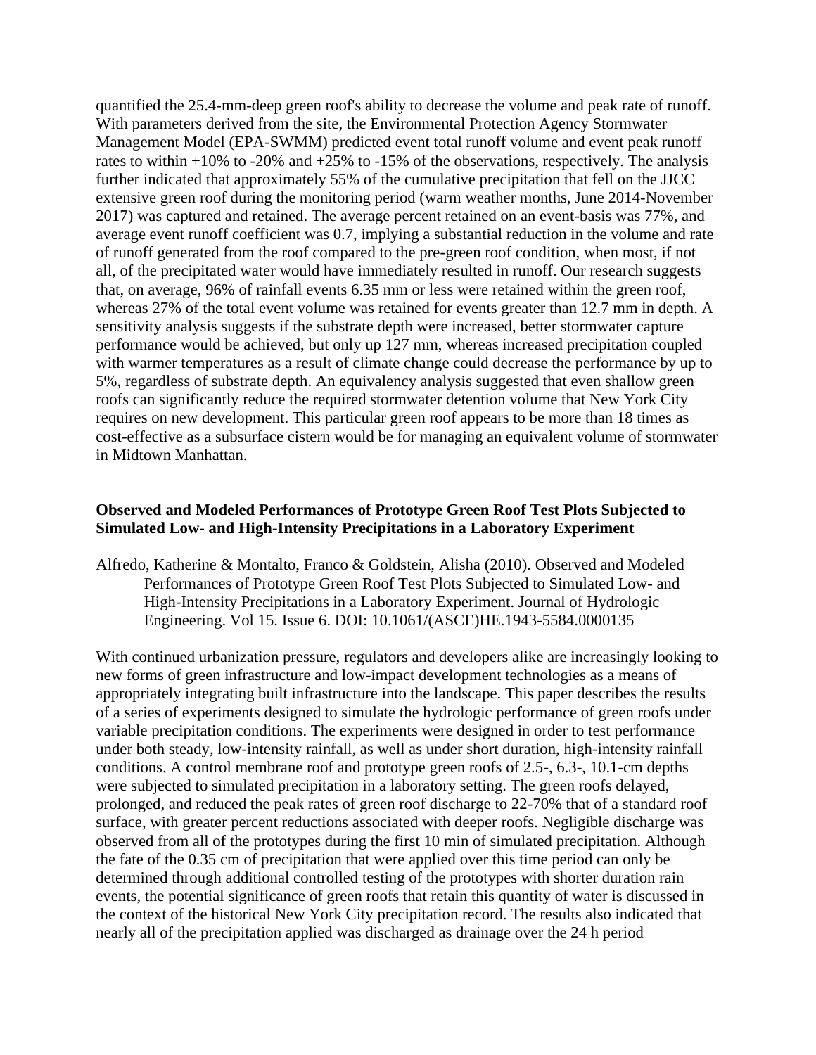quantified the 25.4-mm-deep green roof's ability to decrease the volume and peak rate of runoff. With parameters derived from the site, the Environmental Protection Agency Stormwater Management Model (EPA-SWMM) predicted event total runoff volume and event peak runoff rates to within +10% to -20% and +25% to -15% of the observations, respectively. The analysis further indicated that approximately 55% of the cumulative precipitation that fell on the JJCC extensive green roof during the monitoring period (warm weather months, June 2014-November 2017) was captured and retained. The average percent retained on an event-basis was 77%, and average event runoff coefficient was 0.7, implying a substantial reduction in the volume and rate of runoff generated from the roof compared to the pre-green roof condition, when most, if not all, of the precipitated water would have immediately resulted in runoff. Our research suggests that, on average, 96% of rainfall events 6.35 mm or less were retained within the green roof, whereas 27% of the total event volume was retained for events greater than 12.7 mm in depth. A sensitivity analysis suggests if the substrate depth were increased, better stormwater capture performance would be achieved, but only up 127 mm, whereas increased precipitation coupled with warmer temperatures as a result of climate change could decrease the performance by up to 5%, regardless of substrate depth. An equivalency analysis suggested that even shallow green roofs can significantly reduce the required stormwater detention volume that New York City requires on new development. This particular green roof appears to be more than 18 times as cost-effective as a subsurface cistern would be for managing an equivalent volume of stormwater in Midtown Manhattan.

### Observed and Modeled Performances of Prototype Green Roof Test Plots Subjected to Simulated Low- and High-Intensity Precipitations in a Laboratory Experiment

Alfredo, Katherine & Montalto, Franco & Goldstein, Alisha (2010). Observed and Modeled Performances of Prototype Green Roof Test Plots Subjected to Simulated Low- and High-Intensity Precipitations in a Laboratory Experiment. Journal of Hydrologic Engineering. Vol 15. Issue 6. DOI: 10.1061/(ASCE)HE.1943-5584.0000135

With continued urbanization pressure, regulators and developers alike are increasingly looking to new forms of green infrastructure and low-impact development technologies as a means of appropriately integrating built infrastructure into the landscape. This paper describes the results of a series of experiments designed to simulate the hydrologic performance of green roofs under variable precipitation conditions. The experiments were designed in order to test performance under both steady, low-intensity rainfall, as well as under short duration, high-intensity rainfall conditions. A control membrane roof and prototype green roofs of 2.5-, 6.3-, 10.1-cm depths were subjected to simulated precipitation in a laboratory setting. The green roofs delayed, prolonged, and reduced the peak rates of green roof discharge to 22-70% that of a standard roof surface, with greater percent reductions associated with deeper roofs. Negligible discharge was observed from all of the prototypes during the first 10 min of simulated precipitation. Although the fate of the 0.35 cm of precipitation that were applied over this time period can only be determined through additional controlled testing of the prototypes with shorter duration rain events, the potential significance of green roofs that retain this quantity of water is discussed in the context of the historical New York City precipitation record. The results also indicated that nearly all of the precipitation applied was discharged as drainage over the 24 h period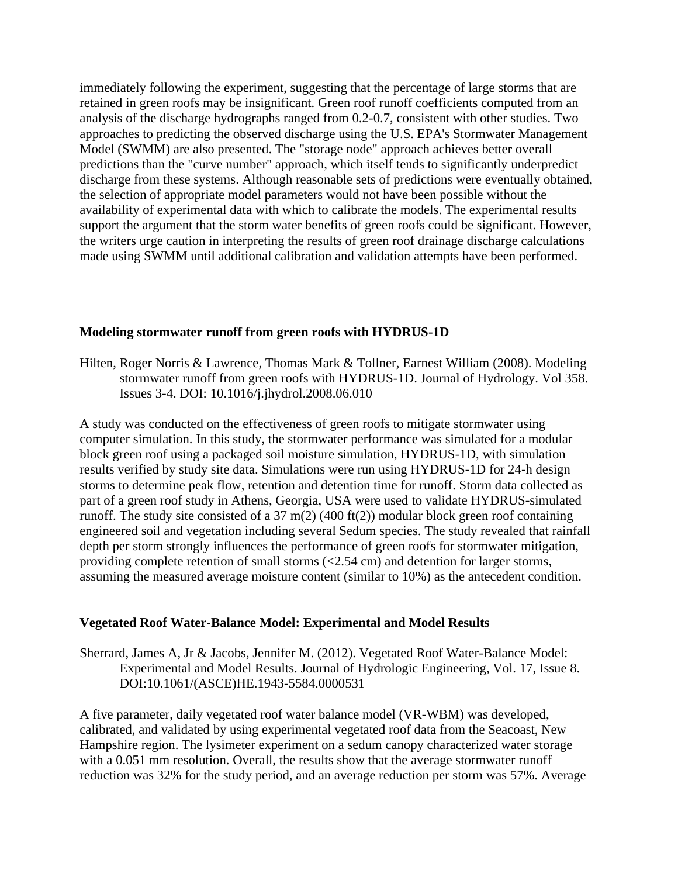immediately following the experiment, suggesting that the percentage of large storms that are retained in green roofs may be insignificant. Green roof runoff coefficients computed from an analysis of the discharge hydrographs ranged from 0.2-0.7, consistent with other studies. Two approaches to predicting the observed discharge using the U.S. EPA's Stormwater Management Model (SWMM) are also presented. The "storage node" approach achieves better overall predictions than the "curve number" approach, which itself tends to significantly underpredict discharge from these systems. Although reasonable sets of predictions were eventually obtained, the selection of appropriate model parameters would not have been possible without the availability of experimental data with which to calibrate the models. The experimental results support the argument that the storm water benefits of green roofs could be significant. However, the writers urge caution in interpreting the results of green roof drainage discharge calculations made using SWMM until additional calibration and validation attempts have been performed.

**Modeling stormwater runoff from green roofs with HYDRUS-1D**

Hilten, Roger Norris & Lawrence, Thomas Mark & Tollner, Earnest William (2008). Modeling stormwater runoff from green roofs with HYDRUS-1D. Journal of Hydrology. Vol 358. Issues 3-4. DOI: 10.1016/j.jhydrol.2008.06.010

A study was conducted on the effectiveness of green roofs to mitigate stormwater using computer simulation. In this study, the stormwater performance was simulated for a modular block green roof using a packaged soil moisture simulation, HYDRUS-1D, with simulation results verified by study site data. Simulations were run using HYDRUS-1D for 24-h design storms to determine peak flow, retention and detention time for runoff. Storm data collected as part of a green roof study in Athens, Georgia, USA were used to validate HYDRUS-simulated runoff. The study site consisted of a 37 m(2) (400 ft(2)) modular block green roof containing engineered soil and vegetation including several Sedum species. The study revealed that rainfall depth per storm strongly influences the performance of green roofs for stormwater mitigation, providing complete retention of small storms (<2.54 cm) and detention for larger storms, assuming the measured average moisture content (similar to 10%) as the antecedent condition.

**Vegetated Roof Water-Balance Model: Experimental and Model Results**

Sherrard, James A, Jr & Jacobs, Jennifer M. (2012). Vegetated Roof Water-Balance Model: Experimental and Model Results. Journal of Hydrologic Engineering, Vol. 17, Issue 8. DOI:10.1061/(ASCE)HE.1943-5584.0000531

A five parameter, daily vegetated roof water balance model (VR-WBM) was developed, calibrated, and validated by using experimental vegetated roof data from the Seacoast, New Hampshire region. The lysimeter experiment on a sedum canopy characterized water storage with a 0.051 mm resolution. Overall, the results show that the average stormwater runoff reduction was 32% for the study period, and an average reduction per storm was 57%. Average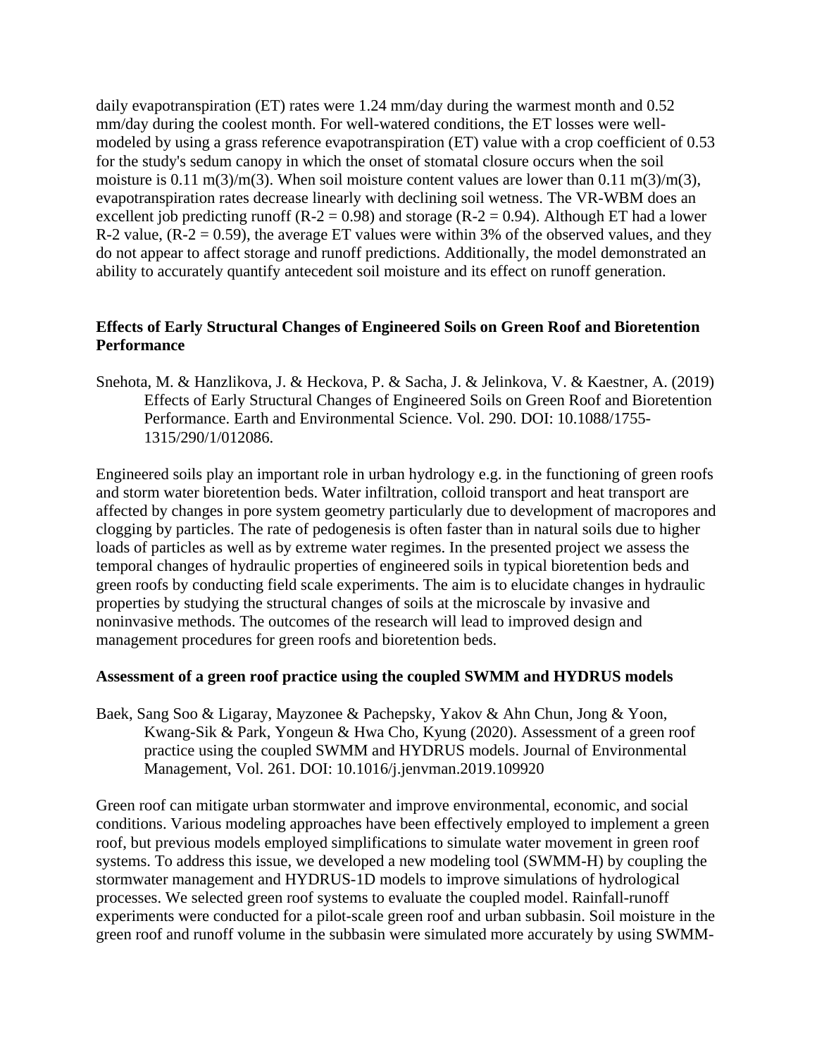daily evapotranspiration (ET) rates were 1.24 mm/day during the warmest month and 0.52 mm/day during the coolest month. For well-watered conditions, the ET losses were well-modeled by using a grass reference evapotranspiration (ET) value with a crop coefficient of 0.53 for the study's sedum canopy in which the onset of stomatal closure occurs when the soil moisture is 0.11 m(3)/m(3). When soil moisture content values are lower than 0.11 m(3)/m(3), evapotranspiration rates decrease linearly with declining soil wetness. The VR-WBM does an excellent job predicting runoff (R-2 = 0.98) and storage (R-2 = 0.94). Although ET had a lower R-2 value, (R-2 = 0.59), the average ET values were within 3% of the observed values, and they do not appear to affect storage and runoff predictions. Additionally, the model demonstrated an ability to accurately quantify antecedent soil moisture and its effect on runoff generation.

**Effects of Early Structural Changes of Engineered Soils on Green Roof and Bioretention Performance**

Snehota, M. & Hanzlikova, J. & Heckova, P. & Sacha, J. & Jelinkova, V. & Kaestner, A. (2019) Effects of Early Structural Changes of Engineered Soils on Green Roof and Bioretention Performance. Earth and Environmental Science. Vol. 290. DOI: 10.1088/1755-1315/290/1/012086.

Engineered soils play an important role in urban hydrology e.g. in the functioning of green roofs and storm water bioretention beds. Water infiltration, colloid transport and heat transport are affected by changes in pore system geometry particularly due to development of macropores and clogging by particles. The rate of pedogenesis is often faster than in natural soils due to higher loads of particles as well as by extreme water regimes. In the presented project we assess the temporal changes of hydraulic properties of engineered soils in typical bioretention beds and green roofs by conducting field scale experiments. The aim is to elucidate changes in hydraulic properties by studying the structural changes of soils at the microscale by invasive and noninvasive methods. The outcomes of the research will lead to improved design and management procedures for green roofs and bioretention beds.

**Assessment of a green roof practice using the coupled SWMM and HYDRUS models**

Baek, Sang Soo & Ligaray, Mayzonee & Pachepsky, Yakov & Ahn Chun, Jong & Yoon, Kwang-Sik & Park, Yongeun & Hwa Cho, Kyung (2020). Assessment of a green roof practice using the coupled SWMM and HYDRUS models. Journal of Environmental Management, Vol. 261. DOI: 10.1016/j.jenvman.2019.109920

Green roof can mitigate urban stormwater and improve environmental, economic, and social conditions. Various modeling approaches have been effectively employed to implement a green roof, but previous models employed simplifications to simulate water movement in green roof systems. To address this issue, we developed a new modeling tool (SWMM-H) by coupling the stormwater management and HYDRUS-1D models to improve simulations of hydrological processes. We selected green roof systems to evaluate the coupled model. Rainfall-runoff experiments were conducted for a pilot-scale green roof and urban subbasin. Soil moisture in the green roof and runoff volume in the subbasin were simulated more accurately by using SWMM-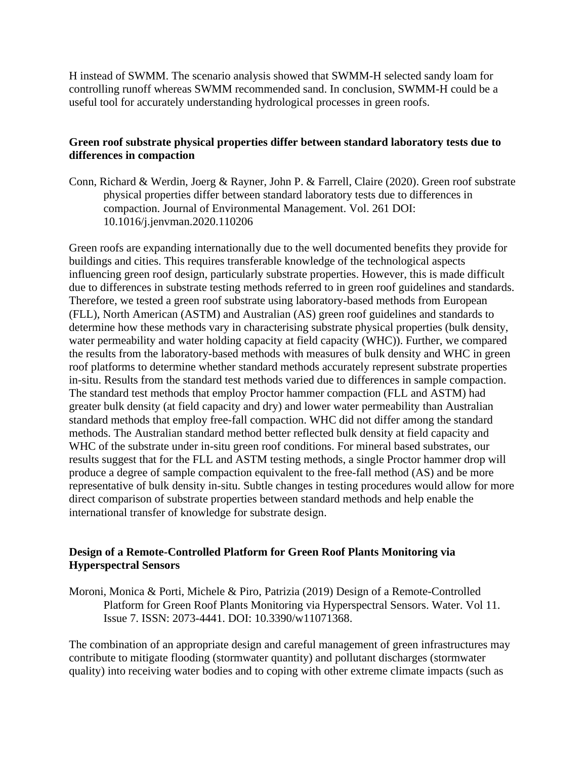H instead of SWMM. The scenario analysis showed that SWMM-H selected sandy loam for controlling runoff whereas SWMM recommended sand. In conclusion, SWMM-H could be a useful tool for accurately understanding hydrological processes in green roofs.

**Green roof substrate physical properties differ between standard laboratory tests due to differences in compaction**

Conn, Richard & Werdin, Joerg & Rayner, John P. & Farrell, Claire (2020). Green roof substrate physical properties differ between standard laboratory tests due to differences in compaction. Journal of Environmental Management. Vol. 261 DOI: 10.1016/j.jenvman.2020.110206

Green roofs are expanding internationally due to the well documented benefits they provide for buildings and cities. This requires transferable knowledge of the technological aspects influencing green roof design, particularly substrate properties. However, this is made difficult due to differences in substrate testing methods referred to in green roof guidelines and standards. Therefore, we tested a green roof substrate using laboratory-based methods from European (FLL), North American (ASTM) and Australian (AS) green roof guidelines and standards to determine how these methods vary in characterising substrate physical properties (bulk density, water permeability and water holding capacity at field capacity (WHC)). Further, we compared the results from the laboratory-based methods with measures of bulk density and WHC in green roof platforms to determine whether standard methods accurately represent substrate properties in-situ. Results from the standard test methods varied due to differences in sample compaction. The standard test methods that employ Proctor hammer compaction (FLL and ASTM) had greater bulk density (at field capacity and dry) and lower water permeability than Australian standard methods that employ free-fall compaction. WHC did not differ among the standard methods. The Australian standard method better reflected bulk density at field capacity and WHC of the substrate under in-situ green roof conditions. For mineral based substrates, our results suggest that for the FLL and ASTM testing methods, a single Proctor hammer drop will produce a degree of sample compaction equivalent to the free-fall method (AS) and be more representative of bulk density in-situ. Subtle changes in testing procedures would allow for more direct comparison of substrate properties between standard methods and help enable the international transfer of knowledge for substrate design.

**Design of a Remote-Controlled Platform for Green Roof Plants Monitoring via Hyperspectral Sensors**

Moroni, Monica & Porti, Michele & Piro, Patrizia (2019) Design of a Remote-Controlled Platform for Green Roof Plants Monitoring via Hyperspectral Sensors. Water. Vol 11. Issue 7. ISSN: 2073-4441. DOI: 10.3390/w11071368.

The combination of an appropriate design and careful management of green infrastructures may contribute to mitigate flooding (stormwater quantity) and pollutant discharges (stormwater quality) into receiving water bodies and to coping with other extreme climate impacts (such as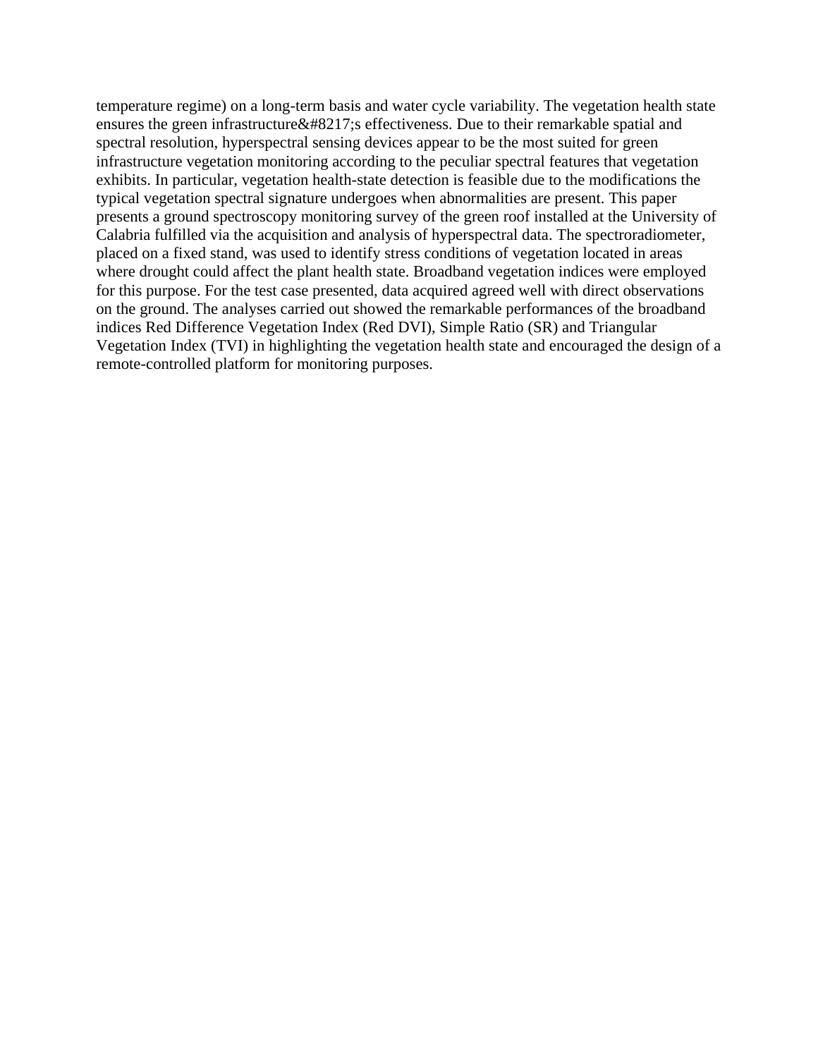temperature regime) on a long-term basis and water cycle variability. The vegetation health state ensures the green infrastructure&#8217;s effectiveness. Due to their remarkable spatial and spectral resolution, hyperspectral sensing devices appear to be the most suited for green infrastructure vegetation monitoring according to the peculiar spectral features that vegetation exhibits. In particular, vegetation health-state detection is feasible due to the modifications the typical vegetation spectral signature undergoes when abnormalities are present. This paper presents a ground spectroscopy monitoring survey of the green roof installed at the University of Calabria fulfilled via the acquisition and analysis of hyperspectral data. The spectroradiometer, placed on a fixed stand, was used to identify stress conditions of vegetation located in areas where drought could affect the plant health state. Broadband vegetation indices were employed for this purpose. For the test case presented, data acquired agreed well with direct observations on the ground. The analyses carried out showed the remarkable performances of the broadband indices Red Difference Vegetation Index (Red DVI), Simple Ratio (SR) and Triangular Vegetation Index (TVI) in highlighting the vegetation health state and encouraged the design of a remote-controlled platform for monitoring purposes.